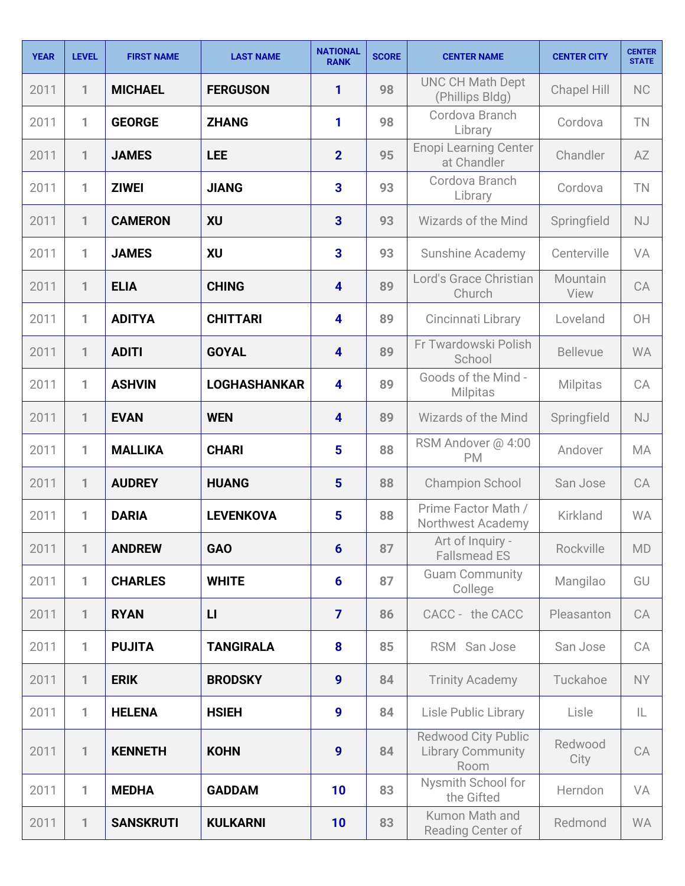| YEAR | LEVEL | FIRST NAME | LAST NAME | NATIONAL RANK | SCORE | CENTER NAME | CENTER CITY | CENTER STATE |
|---|---|---|---|---|---|---|---|---|
| 2011 | 1 | **MICHAEL** | **FERGUSON** | **1** | **98** | UNC CH Math Dept (Phillips Bldg) | Chapel Hill | NC |
| 2011 | 1 | **GEORGE** | **ZHANG** | **1** | **98** | Cordova Branch Library | Cordova | TN |
| 2011 | 1 | **JAMES** | **LEE** | **2** | **95** | Enopi Learning Center at Chandler | Chandler | AZ |
| 2011 | 1 | **ZIWEI** | **JIANG** | **3** | **93** | Cordova Branch Library | Cordova | TN |
| 2011 | 1 | **CAMERON** | **XU** | **3** | **93** | Wizards of the Mind | Springfield | NJ |
| 2011 | 1 | **JAMES** | **XU** | **3** | **93** | Sunshine Academy | Centerville | VA |
| 2011 | 1 | **ELIA** | **CHING** | **4** | **89** | Lord's Grace Christian Church | Mountain View | CA |
| 2011 | 1 | **ADITYA** | **CHITTARI** | **4** | **89** | Cincinnati Library | Loveland | OH |
| 2011 | 1 | **ADITI** | **GOYAL** | **4** | **89** | Fr Twardowski Polish School | Bellevue | WA |
| 2011 | 1 | **ASHVIN** | **LOGHASHANKAR** | **4** | **89** | Goods of the Mind - Milpitas | Milpitas | CA |
| 2011 | 1 | **EVAN** | **WEN** | **4** | **89** | Wizards of the Mind | Springfield | NJ |
| 2011 | 1 | **MALLIKA** | **CHARI** | **5** | **88** | RSM Andover @ 4:00 PM | Andover | MA |
| 2011 | 1 | **AUDREY** | **HUANG** | **5** | **88** | Champion School | San Jose | CA |
| 2011 | 1 | **DARIA** | **LEVENKOVA** | **5** | **88** | Prime Factor Math / Northwest Academy | Kirkland | WA |
| 2011 | 1 | **ANDREW** | **GAO** | **6** | **87** | Art of Inquiry - Fallsmead ES | Rockville | MD |
| 2011 | 1 | **CHARLES** | **WHITE** | **6** | **87** | Guam Community College | Mangilao | GU |
| 2011 | 1 | **RYAN** | **LI** | **7** | **86** | CACC - the CACC | Pleasanton | CA |
| 2011 | 1 | **PUJITA** | **TANGIRALA** | **8** | **85** | RSM San Jose | San Jose | CA |
| 2011 | 1 | **ERIK** | **BRODSKY** | **9** | **84** | Trinity Academy | Tuckahoe | NY |
| 2011 | 1 | **HELENA** | **HSIEH** | **9** | **84** | Lisle Public Library | Lisle | IL |
| 2011 | 1 | **KENNETH** | **KOHN** | **9** | **84** | Redwood City Public Library Community Room | Redwood City | CA |
| 2011 | 1 | **MEDHA** | **GADDAM** | **10** | **83** | Nysmith School for the Gifted | Herndon | VA |
| 2011 | 1 | **SANSKRUTI** | **KULKARNI** | **10** | **83** | Kumon Math and Reading Center of | Redmond | WA |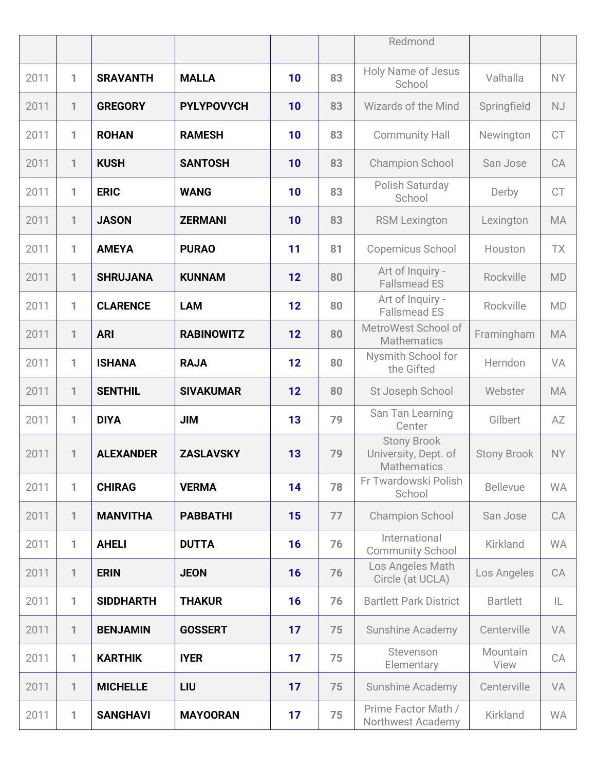| | | | | | | Redmond | | |
|---|---|---|---|---|---|---|---|---|
| 2011 | 1 | **SRAVANTH** | **MALLA** | **10** | **83** | Holy Name of Jesus School | Valhalla | NY |
| 2011 | 1 | **GREGORY** | **PYLYPOVYCH** | **10** | **83** | Wizards of the Mind | Springfield | NJ |
| 2011 | 1 | **ROHAN** | **RAMESH** | **10** | **83** | Community Hall | Newington | CT |
| 2011 | 1 | **KUSH** | **SANTOSH** | **10** | **83** | Champion School | San Jose | CA |
| 2011 | 1 | **ERIC** | **WANG** | **10** | **83** | Polish Saturday School | Derby | CT |
| 2011 | 1 | **JASON** | **ZERMANI** | **10** | **83** | RSM Lexington | Lexington | MA |
| 2011 | 1 | **AMEYA** | **PURAO** | **11** | **81** | Copernicus School | Houston | TX |
| 2011 | 1 | **SHRUJANA** | **KUNNAM** | **12** | **80** | Art of Inquiry - Fallsmead ES | Rockville | MD |
| 2011 | 1 | **CLARENCE** | **LAM** | **12** | **80** | Art of Inquiry - Fallsmead ES | Rockville | MD |
| 2011 | 1 | **ARI** | **RABINOWITZ** | **12** | **80** | MetroWest School of Mathematics | Framingham | MA |
| 2011 | 1 | **ISHANA** | **RAJA** | **12** | **80** | Nysmith School for the Gifted | Herndon | VA |
| 2011 | 1 | **SENTHIL** | **SIVAKUMAR** | **12** | **80** | St Joseph School | Webster | MA |
| 2011 | 1 | **DIYA** | **JIM** | **13** | **79** | San Tan Learning Center | Gilbert | AZ |
| 2011 | 1 | **ALEXANDER** | **ZASLAVSKY** | **13** | **79** | Stony Brook University, Dept. of Mathematics | Stony Brook | NY |
| 2011 | 1 | **CHIRAG** | **VERMA** | **14** | **78** | Fr Twardowski Polish School | Bellevue | WA |
| 2011 | 1 | **MANVITHA** | **PABBATHI** | **15** | **77** | Champion School | San Jose | CA |
| 2011 | 1 | **AHELI** | **DUTTA** | **16** | **76** | International Community School | Kirkland | WA |
| 2011 | 1 | **ERIN** | **JEON** | **16** | **76** | Los Angeles Math Circle (at UCLA) | Los Angeles | CA |
| 2011 | 1 | **SIDDHARTH** | **THAKUR** | **16** | **76** | Bartlett Park District | Bartlett | IL |
| 2011 | 1 | **BENJAMIN** | **GOSSERT** | **17** | **75** | Sunshine Academy | Centerville | VA |
| 2011 | 1 | **KARTHIK** | **IYER** | **17** | **75** | Stevenson Elementary | Mountain View | CA |
| 2011 | 1 | **MICHELLE** | **LIU** | **17** | **75** | Sunshine Academy | Centerville | VA |
| 2011 | 1 | **SANGHAVI** | **MAYOORAN** | **17** | **75** | Prime Factor Math / Northwest Academy | Kirkland | WA |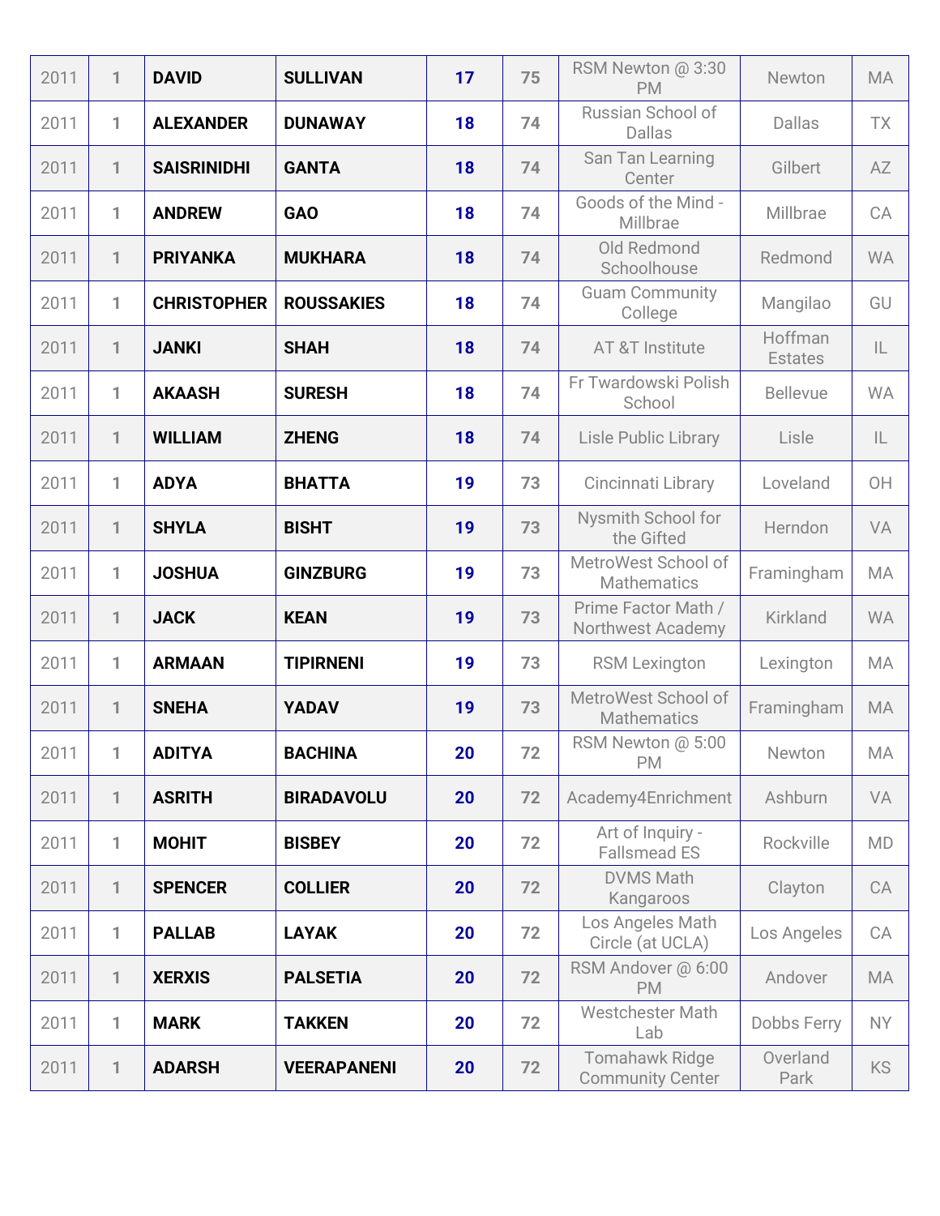| | | | | | | | | |
|---|---|---|---|---|---|---|---|---|
| 2011 | 1 | **DAVID** | **SULLIVAN** | **17** | **75** | RSM Newton @ 3:30 PM | Newton | MA |
| 2011 | 1 | **ALEXANDER** | **DUNAWAY** | **18** | **74** | Russian School of Dallas | Dallas | TX |
| 2011 | 1 | **SAISRINIDHI** | **GANTA** | **18** | **74** | San Tan Learning Center | Gilbert | AZ |
| 2011 | 1 | **ANDREW** | **GAO** | **18** | **74** | Goods of the Mind - Millbrae | Millbrae | CA |
| 2011 | 1 | **PRIYANKA** | **MUKHARA** | **18** | **74** | Old Redmond Schoolhouse | Redmond | WA |
| 2011 | 1 | **CHRISTOPHER** | **ROUSSAKIES** | **18** | **74** | Guam Community College | Mangilao | GU |
| 2011 | 1 | **JANKI** | **SHAH** | **18** | **74** | AT &T Institute | Hoffman Estates | IL |
| 2011 | 1 | **AKAASH** | **SURESH** | **18** | **74** | Fr Twardowski Polish School | Bellevue | WA |
| 2011 | 1 | **WILLIAM** | **ZHENG** | **18** | **74** | Lisle Public Library | Lisle | IL |
| 2011 | 1 | **ADYA** | **BHATTA** | **19** | **73** | Cincinnati Library | Loveland | OH |
| 2011 | 1 | **SHYLA** | **BISHT** | **19** | **73** | Nysmith School for the Gifted | Herndon | VA |
| 2011 | 1 | **JOSHUA** | **GINZBURG** | **19** | **73** | MetroWest School of Mathematics | Framingham | MA |
| 2011 | 1 | **JACK** | **KEAN** | **19** | **73** | Prime Factor Math / Northwest Academy | Kirkland | WA |
| 2011 | 1 | **ARMAAN** | **TIPIRNENI** | **19** | **73** | RSM Lexington | Lexington | MA |
| 2011 | 1 | **SNEHA** | **YADAV** | **19** | **73** | MetroWest School of Mathematics | Framingham | MA |
| 2011 | 1 | **ADITYA** | **BACHINA** | **20** | **72** | RSM Newton @ 5:00 PM | Newton | MA |
| 2011 | 1 | **ASRITH** | **BIRADAVOLU** | **20** | **72** | Academy4Enrichment | Ashburn | VA |
| 2011 | 1 | **MOHIT** | **BISBEY** | **20** | **72** | Art of Inquiry - Fallsmead ES | Rockville | MD |
| 2011 | 1 | **SPENCER** | **COLLIER** | **20** | **72** | DVMS Math Kangaroos | Clayton | CA |
| 2011 | 1 | **PALLAB** | **LAYAK** | **20** | **72** | Los Angeles Math Circle (at UCLA) | Los Angeles | CA |
| 2011 | 1 | **XERXIS** | **PALSETIA** | **20** | **72** | RSM Andover @ 6:00 PM | Andover | MA |
| 2011 | 1 | **MARK** | **TAKKEN** | **20** | **72** | Westchester Math Lab | Dobbs Ferry | NY |
| 2011 | 1 | **ADARSH** | **VEERAPANENI** | **20** | **72** | Tomahawk Ridge Community Center | Overland Park | KS |